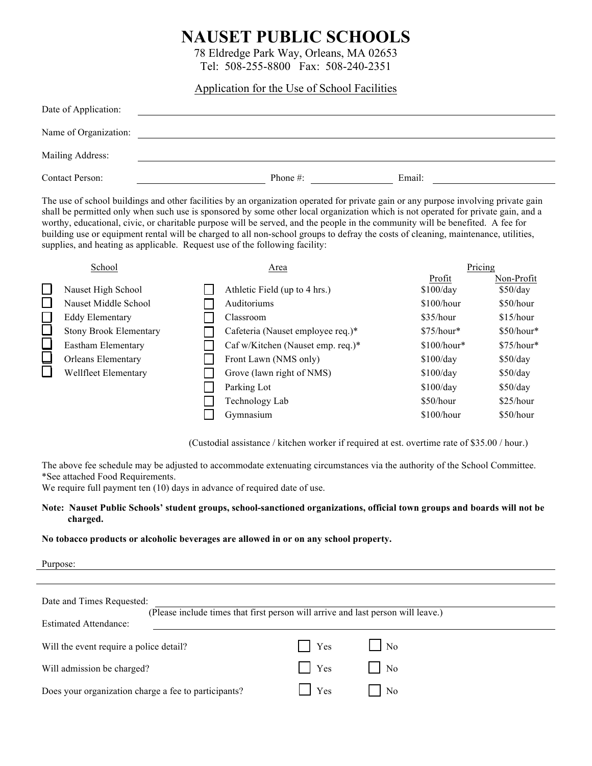# NAUSET PUBLIC SCHOOLS

78 Eldredge Park Way, Orleans, MA 02653
Tel: 508-255-8800 Fax: 508-240-2351

Application for the Use of School Facilities

Date of Application: ________________________________

Name of Organization: ________________________________

Mailing Address: ________________________________

Contact Person: ____________________ Phone #: ______________ Email: ____________________

The use of school buildings and other facilities by an organization operated for private gain or any purpose involving private gain shall be permitted only when such use is sponsored by some other local organization which is not operated for private gain, and a worthy, educational, civic, or charitable purpose will be served, and the people in the community will be benefited. A fee for building use or equipment rental will be charged to all non-school groups to defray the costs of cleaning, maintenance, utilities, supplies, and heating as applicable. Request use of the following facility:

| School | Area | Pricing | |
|---|---|---|---|
| | | Profit | Non-Profit |
| ☐ Nauset High School | ☐ Athletic Field (up to 4 hrs.) | $100/day | $50/day |
| ☐ Nauset Middle School | ☐ Auditoriums | $100/hour | $50/hour |
| ☐ Eddy Elementary | ☐ Classroom | $35/hour | $15/hour |
| ☐ Stony Brook Elementary | ☐ Cafeteria (Nauset employee req.)* | $75/hour* | $50/hour* |
| ☐ Eastham Elementary | ☐ Caf w/Kitchen (Nauset emp. req.)* | $100/hour* | $75/hour* |
| ☐ Orleans Elementary | ☐ Front Lawn (NMS only) | $100/day | $50/day |
| ☐ Wellfleet Elementary | ☐ Grove (lawn right of NMS) | $100/day | $50/day |
| | ☐ Parking Lot | $100/day | $50/day |
| | ☐ Technology Lab | $50/hour | $25/hour |
| | ☐ Gymnasium | $100/hour | $50/hour |

(Custodial assistance / kitchen worker if required at est. overtime rate of $35.00 / hour.)

The above fee schedule may be adjusted to accommodate extenuating circumstances via the authority of the School Committee.
*See attached Food Requirements.
We require full payment ten (10) days in advance of required date of use.

**Note: Nauset Public Schools' student groups, school-sanctioned organizations, official town groups and boards will not be charged.**

**No tobacco products or alcoholic beverages are allowed in or on any school property.**

Purpose: ________________________________

________________________________

Date and Times Requested: ________________________________
(Please include times that first person will arrive and last person will leave.)

Estimated Attendance: ________________________________

Will the event require a police detail? ☐ Yes ☐ No

Will admission be charged? ☐ Yes ☐ No

Does your organization charge a fee to participants? ☐ Yes ☐ No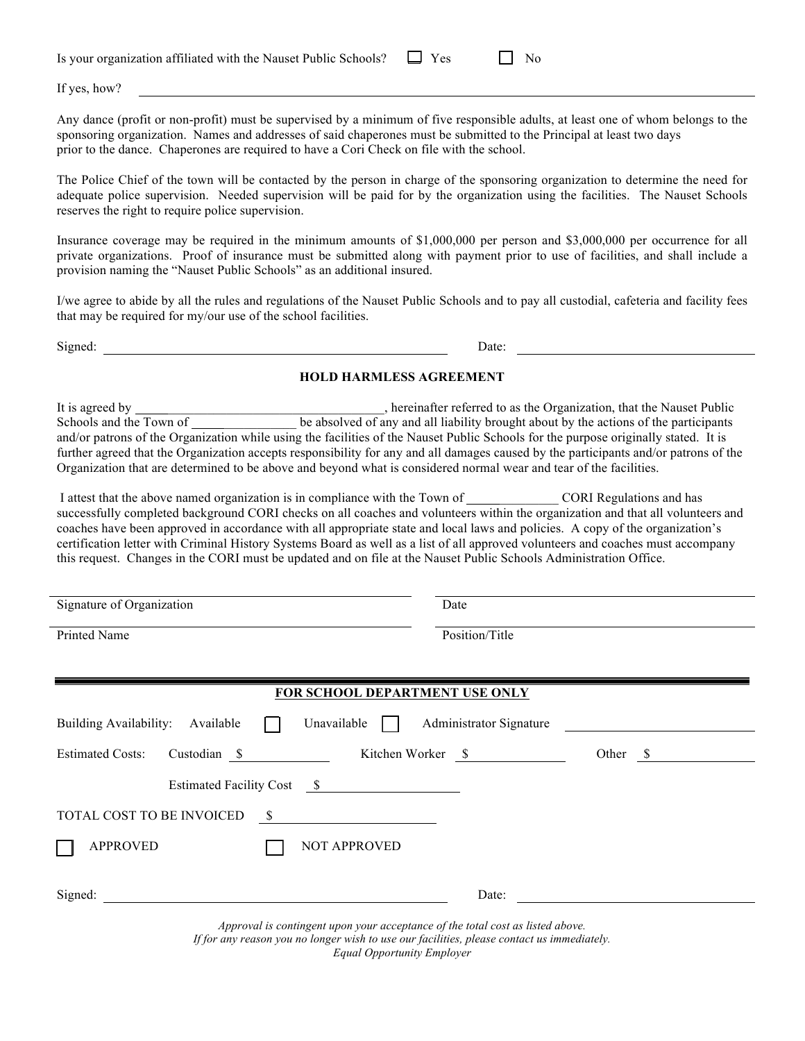Is your organization affiliated with the Nauset Public Schools? ☐ Yes ☐ No

If yes, how? ________________________________________________

Any dance (profit or non-profit) must be supervised by a minimum of five responsible adults, at least one of whom belongs to the sponsoring organization. Names and addresses of said chaperones must be submitted to the Principal at least two days prior to the dance. Chaperones are required to have a Cori Check on file with the school.

The Police Chief of the town will be contacted by the person in charge of the sponsoring organization to determine the need for adequate police supervision. Needed supervision will be paid for by the organization using the facilities. The Nauset Schools reserves the right to require police supervision.

Insurance coverage may be required in the minimum amounts of $1,000,000 per person and $3,000,000 per occurrence for all private organizations. Proof of insurance must be submitted along with payment prior to use of facilities, and shall include a provision naming the "Nauset Public Schools" as an additional insured.

I/we agree to abide by all the rules and regulations of the Nauset Public Schools and to pay all custodial, cafeteria and facility fees that may be required for my/our use of the school facilities.

Signed: ________________________________ Date: ____________________

**HOLD HARMLESS AGREEMENT**

It is agreed by ________________________________, hereinafter referred to as the Organization, that the Nauset Public Schools and the Town of ________________ be absolved of any and all liability brought about by the actions of the participants and/or patrons of the Organization while using the facilities of the Nauset Public Schools for the purpose originally stated. It is further agreed that the Organization accepts responsibility for any and all damages caused by the participants and/or patrons of the Organization that are determined to be above and beyond what is considered normal wear and tear of the facilities.

I attest that the above named organization is in compliance with the Town of ______________ CORI Regulations and has successfully completed background CORI checks on all coaches and volunteers within the organization and that all volunteers and coaches have been approved in accordance with all appropriate state and local laws and policies. A copy of the organization's certification letter with Criminal History Systems Board as well as a list of all approved volunteers and coaches must accompany this request. Changes in the CORI must be updated and on file at the Nauset Public Schools Administration Office.

________________________________ ____________________
Signature of Organization Date

________________________________ ____________________
Printed Name Position/Title

---

**FOR SCHOOL DEPARTMENT USE ONLY**

Building Availability: Available ☐ Unavailable ☐ Administrator Signature ____________________

Estimated Costs: Custodian $ __________ Kitchen Worker $ __________ Other $ __________

Estimated Facility Cost $ ______________

TOTAL COST TO BE INVOICED $ ______________

☐ APPROVED ☐ NOT APPROVED

Signed: ________________________________ Date: ____________________

*Approval is contingent upon your acceptance of the total cost as listed above.*
*If for any reason you no longer wish to use our facilities, please contact us immediately.*
*Equal Opportunity Employer*